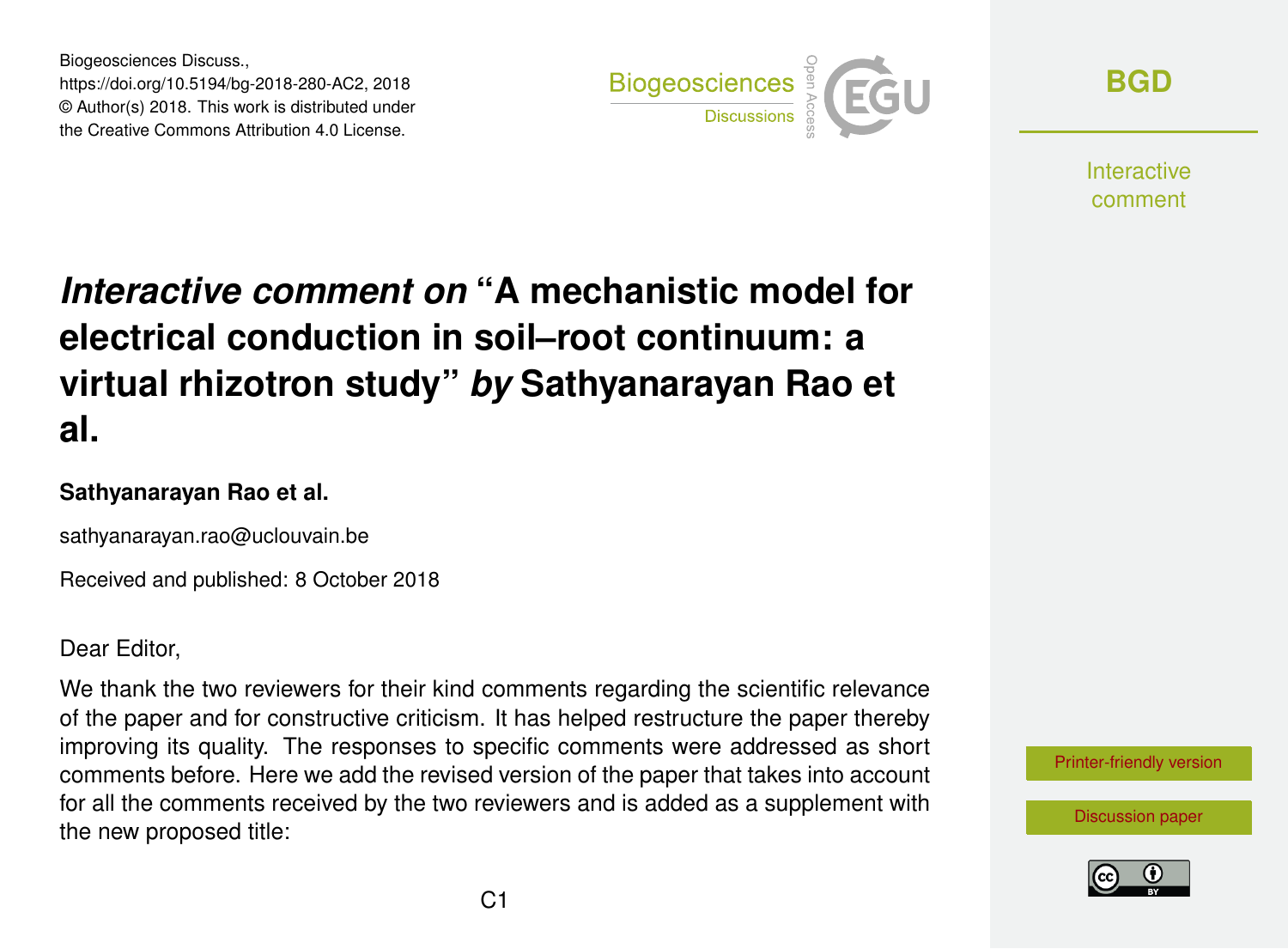Biogeosciences Discuss.,
https://doi.org/10.5194/bg-2018-280-AC2, 2018
© Author(s) 2018. This work is distributed under
the Creative Commons Attribution 4.0 License.

# *Interactive comment on* "A mechanistic model for electrical conduction in soil–root continuum: a virtual rhizotron study" *by* Sathyanarayan Rao et al.

**Sathyanarayan Rao et al.**

sathyanarayan.rao@uclouvain.be

Received and published: 8 October 2018

Dear Editor,

We thank the two reviewers for their kind comments regarding the scientific relevance of the paper and for constructive criticism. It has helped restructure the paper thereby improving its quality. The responses to specific comments were addressed as short comments before. Here we add the revised version of the paper that takes into account for all the comments received by the two reviewers and is added as a supplement with the new proposed title: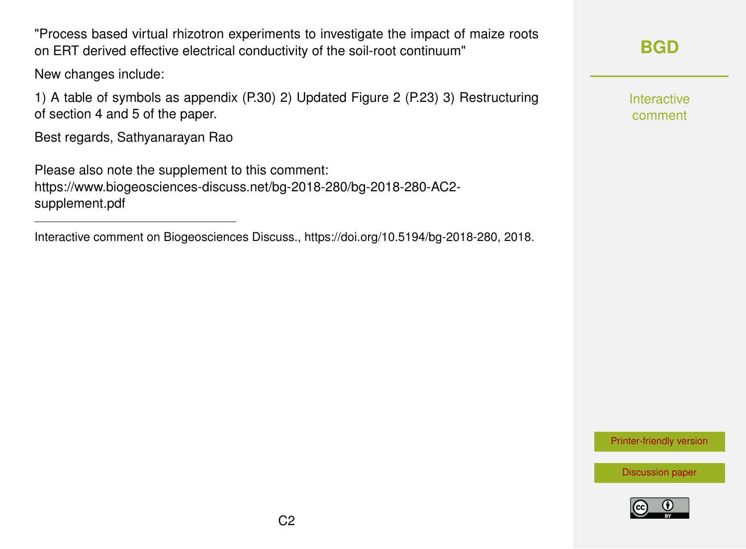"Process based virtual rhizotron experiments to investigate the impact of maize roots on ERT derived effective electrical conductivity of the soil-root continuum"

New changes include:

1) A table of symbols as appendix (P.30) 2) Updated Figure 2 (P.23) 3) Restructuring of section 4 and 5 of the paper.

Best regards, Sathyanarayan Rao

Please also note the supplement to this comment:
https://www.biogeosciences-discuss.net/bg-2018-280/bg-2018-280-AC2-supplement.pdf

---

Interactive comment on Biogeosciences Discuss., https://doi.org/10.5194/bg-2018-280, 2018.